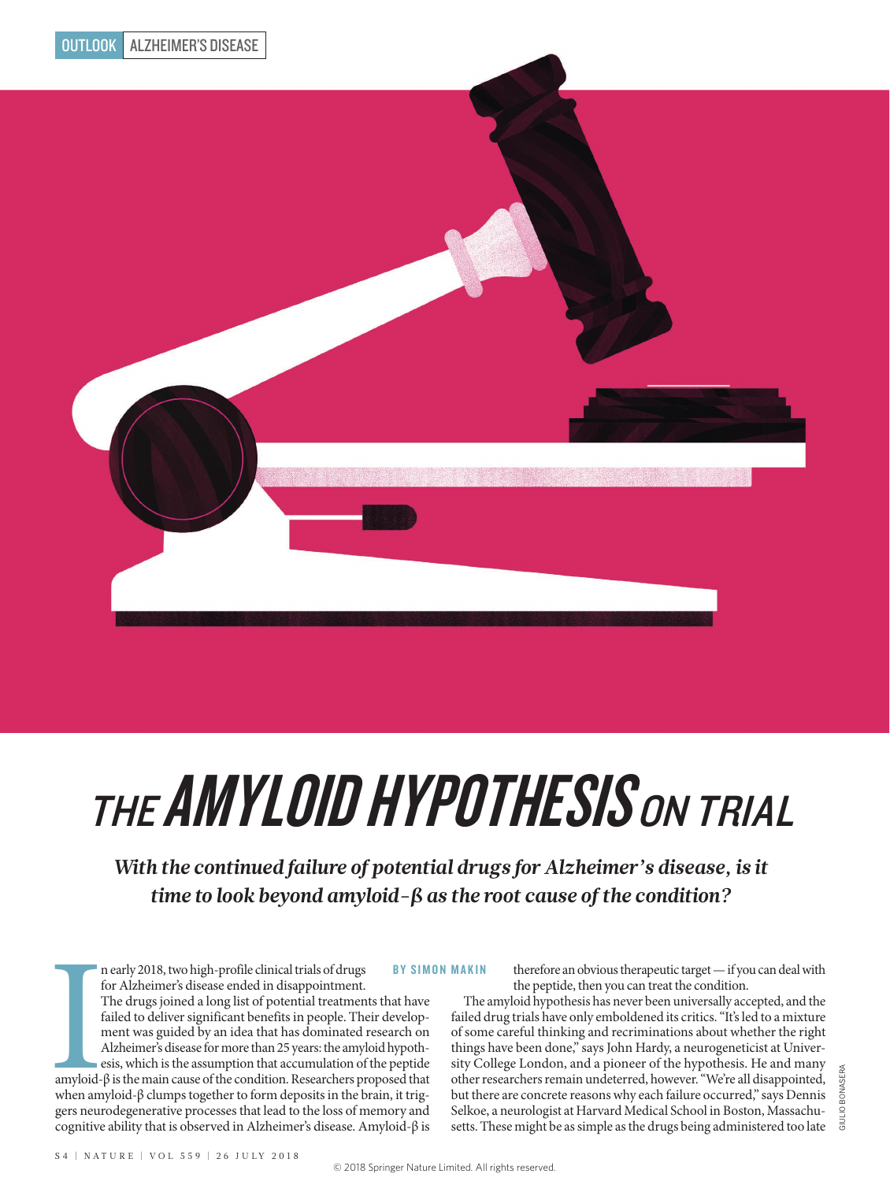OUTLOOK ALZHEIMER'S DISEASE

# THE AMYLOID HYPOTHESIS ON TRIAL

***With the continued failure of potential drugs for Alzheimer's disease, is it time to look beyond amyloid-β as the root cause of the condition?***

**BY SIMON MAKIN**

In early 2018, two high-profile clinical trials of drugs for Alzheimer's disease ended in disappointment. The drugs joined a long list of potential treatments that have failed to deliver significant benefits in people. Their development was guided by an idea that has dominated research on Alzheimer's disease for more than 25 years: the amyloid hypothesis, which is the assumption that accumulation of the peptide amyloid-β is the main cause of the condition. Researchers proposed that when amyloid-β clumps together to form deposits in the brain, it triggers neurodegenerative processes that lead to the loss of memory and cognitive ability that is observed in Alzheimer's disease. Amyloid-β is therefore an obvious therapeutic target — if you can deal with the peptide, then you can treat the condition.

The amyloid hypothesis has never been universally accepted, and the failed drug trials have only emboldened its critics. "It's led to a mixture of some careful thinking and recriminations about whether the right things have been done," says John Hardy, a neurogeneticist at University College London, and a pioneer of the hypothesis. He and many other researchers remain undeterred, however. "We're all disappointed, but there are concrete reasons why each failure occurred," says Dennis Selkoe, a neurologist at Harvard Medical School in Boston, Massachusetts. These might be as simple as the drugs being administered too late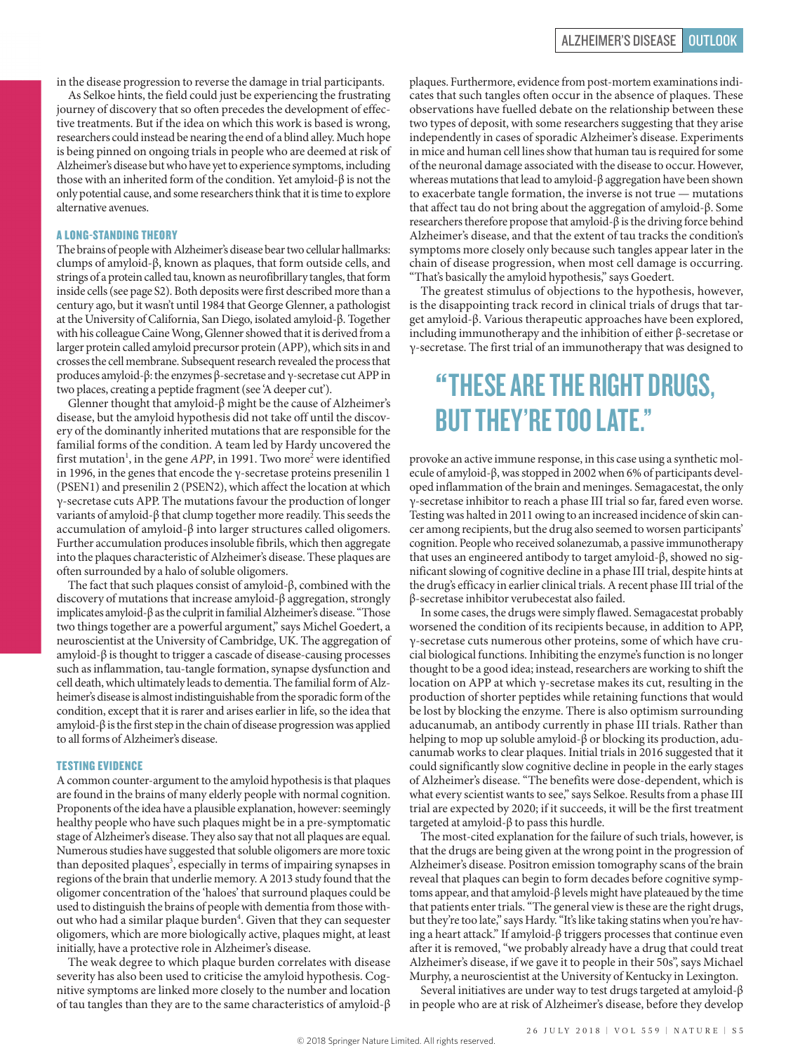in the disease progression to reverse the damage in trial participants.

As Selkoe hints, the field could just be experiencing the frustrating journey of discovery that so often precedes the development of effective treatments. But if the idea on which this work is based is wrong, researchers could instead be nearing the end of a blind alley. Much hope is being pinned on ongoing trials in people who are deemed at risk of Alzheimer's disease but who have yet to experience symptoms, including those with an inherited form of the condition. Yet amyloid-β is not the only potential cause, and some researchers think that it is time to explore alternative avenues.

## A LONG-STANDING THEORY

The brains of people with Alzheimer's disease bear two cellular hallmarks: clumps of amyloid-β, known as plaques, that form outside cells, and strings of a protein called tau, known as neurofibrillary tangles, that form inside cells (see page S2). Both deposits were first described more than a century ago, but it wasn't until 1984 that George Glenner, a pathologist at the University of California, San Diego, isolated amyloid-β. Together with his colleague Caine Wong, Glenner showed that it is derived from a larger protein called amyloid precursor protein (APP), which sits in and crosses the cell membrane. Subsequent research revealed the process that produces amyloid-β: the enzymes β-secretase and γ-secretase cut APP in two places, creating a peptide fragment (see 'A deeper cut').

Glenner thought that amyloid-β might be the cause of Alzheimer's disease, but the amyloid hypothesis did not take off until the discovery of the dominantly inherited mutations that are responsible for the familial forms of the condition. A team led by Hardy uncovered the first mutation[1], in the gene *APP*, in 1991. Two more[2] were identified in 1996, in the genes that encode the γ-secretase proteins presenilin 1 (PSEN1) and presenilin 2 (PSEN2), which affect the location at which γ-secretase cuts APP. The mutations favour the production of longer variants of amyloid-β that clump together more readily. This seeds the accumulation of amyloid-β into larger structures called oligomers. Further accumulation produces insoluble fibrils, which then aggregate into the plaques characteristic of Alzheimer's disease. These plaques are often surrounded by a halo of soluble oligomers.

The fact that such plaques consist of amyloid-β, combined with the discovery of mutations that increase amyloid-β aggregation, strongly implicates amyloid-β as the culprit in familial Alzheimer's disease. "Those two things together are a powerful argument," says Michel Goedert, a neuroscientist at the University of Cambridge, UK. The aggregation of amyloid-β is thought to trigger a cascade of disease-causing processes such as inflammation, tau-tangle formation, synapse dysfunction and cell death, which ultimately leads to dementia. The familial form of Alzheimer's disease is almost indistinguishable from the sporadic form of the condition, except that it is rarer and arises earlier in life, so the idea that amyloid-β is the first step in the chain of disease progression was applied to all forms of Alzheimer's disease.

## TESTING EVIDENCE

A common counter-argument to the amyloid hypothesis is that plaques are found in the brains of many elderly people with normal cognition. Proponents of the idea have a plausible explanation, however: seemingly healthy people who have such plaques might be in a pre-symptomatic stage of Alzheimer's disease. They also say that not all plaques are equal. Numerous studies have suggested that soluble oligomers are more toxic than deposited plaques[3], especially in terms of impairing synapses in regions of the brain that underlie memory. A 2013 study found that the oligomer concentration of the 'haloes' that surround plaques could be used to distinguish the brains of people with dementia from those without who had a similar plaque burden[4]. Given that they can sequester oligomers, which are more biologically active, plaques might, at least initially, have a protective role in Alzheimer's disease.

The weak degree to which plaque burden correlates with disease severity has also been used to criticise the amyloid hypothesis. Cognitive symptoms are linked more closely to the number and location of tau tangles than they are to the same characteristics of amyloid-β plaques. Furthermore, evidence from post-mortem examinations indicates that such tangles often occur in the absence of plaques. These observations have fuelled debate on the relationship between these two types of deposit, with some researchers suggesting that they arise independently in cases of sporadic Alzheimer's disease. Experiments in mice and human cell lines show that human tau is required for some of the neuronal damage associated with the disease to occur. However, whereas mutations that lead to amyloid-β aggregation have been shown to exacerbate tangle formation, the inverse is not true — mutations that affect tau do not bring about the aggregation of amyloid-β. Some researchers therefore propose that amyloid-β is the driving force behind Alzheimer's disease, and that the extent of tau tracks the condition's symptoms more closely only because such tangles appear later in the chain of disease progression, when most cell damage is occurring. "That's basically the amyloid hypothesis," says Goedert.

The greatest stimulus of objections to the hypothesis, however, is the disappointing track record in clinical trials of drugs that target amyloid-β. Various therapeutic approaches have been explored, including immunotherapy and the inhibition of either β-secretase or γ-secretase. The first trial of an immunotherapy that was designed to provoke an active immune response, in this case using a synthetic molecule of amyloid-β, was stopped in 2002 when 6% of participants developed inflammation of the brain and meninges. Semagacestat, the only γ-secretase inhibitor to reach a phase III trial so far, fared even worse. Testing was halted in 2011 owing to an increased incidence of skin cancer among recipients, but the drug also seemed to worsen participants' cognition. People who received solanezumab, a passive immunotherapy that uses an engineered antibody to target amyloid-β, showed no significant slowing of cognitive decline in a phase III trial, despite hints at the drug's efficacy in earlier clinical trials. A recent phase III trial of the β-secretase inhibitor verubecestat also failed.

> "THESE ARE THE RIGHT DRUGS, BUT THEY'RE TOO LATE."

In some cases, the drugs were simply flawed. Semagacestat probably worsened the condition of its recipients because, in addition to APP, γ-secretase cuts numerous other proteins, some of which have crucial biological functions. Inhibiting the enzyme's function is no longer thought to be a good idea; instead, researchers are working to shift the location on APP at which γ-secretase makes its cut, resulting in the production of shorter peptides while retaining functions that would be lost by blocking the enzyme. There is also optimism surrounding aducanumab, an antibody currently in phase III trials. Rather than helping to mop up soluble amyloid-β or blocking its production, aducanumab works to clear plaques. Initial trials in 2016 suggested that it could significantly slow cognitive decline in people in the early stages of Alzheimer's disease. "The benefits were dose-dependent, which is what every scientist wants to see," says Selkoe. Results from a phase III trial are expected by 2020; if it succeeds, it will be the first treatment targeted at amyloid-β to pass this hurdle.

The most-cited explanation for the failure of such trials, however, is that the drugs are being given at the wrong point in the progression of Alzheimer's disease. Positron emission tomography scans of the brain reveal that plaques can begin to form decades before cognitive symptoms appear, and that amyloid-β levels might have plateaued by the time that patients enter trials. "The general view is these are the right drugs, but they're too late," says Hardy. "It's like taking statins when you're having a heart attack." If amyloid-β triggers processes that continue even after it is removed, "we probably already have a drug that could treat Alzheimer's disease, if we gave it to people in their 50s", says Michael Murphy, a neuroscientist at the University of Kentucky in Lexington.

Several initiatives are under way to test drugs targeted at amyloid-β in people who are at risk of Alzheimer's disease, before they develop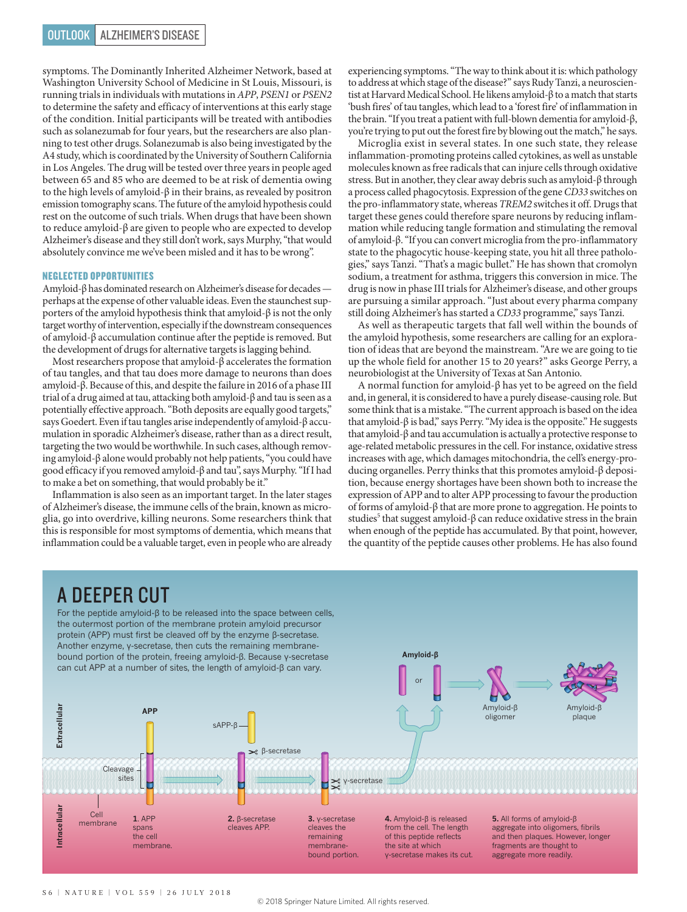symptoms. The Dominantly Inherited Alzheimer Network, based at Washington University School of Medicine in St Louis, Missouri, is running trials in individuals with mutations in *APP*, *PSEN1* or *PSEN2* to determine the safety and efficacy of interventions at this early stage of the condition. Initial participants will be treated with antibodies such as solanezumab for four years, but the researchers are also planning to test other drugs. Solanezumab is also being investigated by the A4 study, which is coordinated by the University of Southern California in Los Angeles. The drug will be tested over three years in people aged between 65 and 85 who are deemed to be at risk of dementia owing to the high levels of amyloid-β in their brains, as revealed by positron emission tomography scans. The future of the amyloid hypothesis could rest on the outcome of such trials. When drugs that have been shown to reduce amyloid-β are given to people who are expected to develop Alzheimer's disease and they still don't work, says Murphy, "that would absolutely convince me we've been misled and it has to be wrong".

### NEGLECTED OPPORTUNITIES

Amyloid-β has dominated research on Alzheimer's disease for decades — perhaps at the expense of other valuable ideas. Even the staunchest supporters of the amyloid hypothesis think that amyloid-β is not the only target worthy of intervention, especially if the downstream consequences of amyloid-β accumulation continue after the peptide is removed. But the development of drugs for alternative targets is lagging behind.

Most researchers propose that amyloid-β accelerates the formation of tau tangles, and that tau does more damage to neurons than does amyloid-β. Because of this, and despite the failure in 2016 of a phase III trial of a drug aimed at tau, attacking both amyloid-β and tau is seen as a potentially effective approach. "Both deposits are equally good targets," says Goedert. Even if tau tangles arise independently of amyloid-β accumulation in sporadic Alzheimer's disease, rather than as a direct result, targeting the two would be worthwhile. In such cases, although removing amyloid-β alone would probably not help patients, "you could have good efficacy if you removed amyloid-β and tau", says Murphy. "If I had to make a bet on something, that would probably be it."

Inflammation is also seen as an important target. In the later stages of Alzheimer's disease, the immune cells of the brain, known as microglia, go into overdrive, killing neurons. Some researchers think that this is responsible for most symptoms of dementia, which means that inflammation could be a valuable target, even in people who are already experiencing symptoms. "The way to think about it is: which pathology to address at which stage of the disease?" says Rudy Tanzi, a neuroscientist at Harvard Medical School. He likens amyloid-β to a match that starts 'bush fires' of tau tangles, which lead to a 'forest fire' of inflammation in the brain. "If you treat a patient with full-blown dementia for amyloid-β, you're trying to put out the forest fire by blowing out the match," he says.

Microglia exist in several states. In one such state, they release inflammation-promoting proteins called cytokines, as well as unstable molecules known as free radicals that can injure cells through oxidative stress. But in another, they clear away debris such as amyloid-β through a process called phagocytosis. Expression of the gene *CD33* switches on the pro-inflammatory state, whereas *TREM2* switches it off. Drugs that target these genes could therefore spare neurons by reducing inflammation while reducing tangle formation and stimulating the removal of amyloid-β. "If you can convert microglia from the pro-inflammatory state to the phagocytic house-keeping state, you hit all three pathologies," says Tanzi. "That's a magic bullet." He has shown that cromolyn sodium, a treatment for asthma, triggers this conversion in mice. The drug is now in phase III trials for Alzheimer's disease, and other groups are pursuing a similar approach. "Just about every pharma company still doing Alzheimer's has started a *CD33* programme," says Tanzi.

As well as therapeutic targets that fall well within the bounds of the amyloid hypothesis, some researchers are calling for an exploration of ideas that are beyond the mainstream. "Are we are going to tie up the whole field for another 15 to 20 years?" asks George Perry, a neurobiologist at the University of Texas at San Antonio.

A normal function for amyloid-β has yet to be agreed on the field and, in general, it is considered to have a purely disease-causing role. But some think that is a mistake. "The current approach is based on the idea that amyloid-β is bad," says Perry. "My idea is the opposite." He suggests that amyloid-β and tau accumulation is actually a protective response to age-related metabolic pressures in the cell. For instance, oxidative stress increases with age, which damages mitochondria, the cell's energy-producing organelles. Perry thinks that this promotes amyloid-β deposition, because energy shortages have been shown both to increase the expression of APP and to alter APP processing to favour the production of forms of amyloid-β that are more prone to aggregation. He points to studies[5] that suggest amyloid-β can reduce oxidative stress in the brain when enough of the peptide has accumulated. By that point, however, the quantity of the peptide causes other problems. He has also found

## A DEEPER CUT

For the peptide amyloid-β to be released into the space between cells, the outermost portion of the membrane protein amyloid precursor protein (APP) must first be cleaved off by the enzyme β-secretase. Another enzyme, γ-secretase, then cuts the remaining membrane-bound portion of the protein, freeing amyloid-β. Because γ-secretase can cut APP at a number of sites, the length of amyloid-β can vary.

Extracellular / Intracellular; Cell membrane; APP; Cleavage sites; sAPP-β; β-secretase; γ-secretase; Amyloid-β (or); Amyloid-β oligomer; Amyloid-β plaque

1. APP spans the cell membrane.
2. β-secretase cleaves APP.
3. γ-secretase cleaves the remaining membrane-bound portion.
4. Amyloid-β is released from the cell. The length of this peptide reflects the site at which γ-secretase makes its cut.
5. All forms of amyloid-β aggregate into oligomers, fibrils and then plaques. However, longer fragments are thought to aggregate more readily.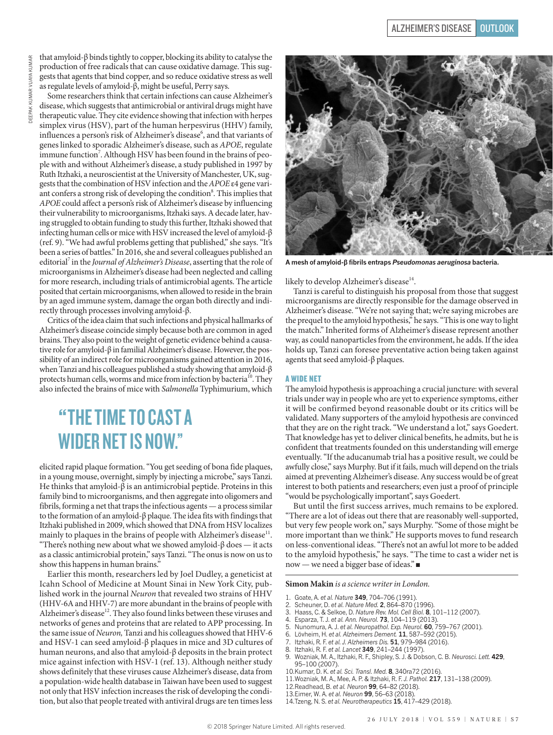that amyloid-β binds tightly to copper, blocking its ability to catalyse the production of free radicals that can cause oxidative damage. This suggests that agents that bind copper, and so reduce oxidative stress as well as regulate levels of amyloid-β, might be useful, Perry says.

Some researchers think that certain infections can cause Alzheimer's disease, which suggests that antimicrobial or antiviral drugs might have therapeutic value. They cite evidence showing that infection with herpes simplex virus (HSV), part of the human herpesvirus (HHV) family, influences a person's risk of Alzheimer's disease[6], and that variants of genes linked to sporadic Alzheimer's disease, such as *APOE*, regulate immune function[7]. Although HSV has been found in the brains of people with and without Alzheimer's disease, a study published in 1997 by Ruth Itzhaki, a neuroscientist at the University of Manchester, UK, suggests that the combination of HSV infection and the *APOE* ε4 gene variant confers a strong risk of developing the condition[8]. This implies that *APOE* could affect a person's risk of Alzheimer's disease by influencing their vulnerability to microorganisms, Itzhaki says. A decade later, having struggled to obtain funding to study this further, Itzhaki showed that infecting human cells or mice with HSV increased the level of amyloid-β (ref. 9). "We had awful problems getting that published," she says. "It's been a series of battles." In 2016, she and several colleagues published an editorial[7] in the *Journal of Alzheimer's Disease*, asserting that the role of microorganisms in Alzheimer's disease had been neglected and calling for more research, including trials of antimicrobial agents. The article posited that certain microorganisms, when allowed to reside in the brain by an aged immune system, damage the organ both directly and indirectly through processes involving amyloid-β.

Critics of the idea claim that such infections and physical hallmarks of Alzheimer's disease coincide simply because both are common in aged brains. They also point to the weight of genetic evidence behind a causative role for amyloid-β in familial Alzheimer's disease. However, the possibility of an indirect role for microorganisms gained attention in 2016, when Tanzi and his colleagues published a study showing that amyloid-β protects human cells, worms and mice from infection by bacteria[10]. They also infected the brains of mice with *Salmonella* Typhimurium, which elicited rapid plaque formation. "You get seeding of bona fide plaques, in a young mouse, overnight, simply by injecting a microbe," says Tanzi. He thinks that amyloid-β is an antimicrobial peptide. Proteins in this family bind to microorganisms, and then aggregate into oligomers and fibrils, forming a net that traps the infectious agents — a process similar to the formation of an amyloid-β plaque. The idea fits with findings that Itzhaki published in 2009, which showed that DNA from HSV localizes mainly to plaques in the brains of people with Alzheimer's disease[11]. "There's nothing new about what we showed amyloid-β does — it acts as a classic antimicrobial protein," says Tanzi. "The onus is now on us to show this happens in human brains."

> **"THE TIME TO CAST A WIDER NET IS NOW."**

Earlier this month, researchers led by Joel Dudley, a geneticist at Icahn School of Medicine at Mount Sinai in New York City, published work in the journal *Neuron* that revealed two strains of HHV (HHV-6A and HHV-7) are more abundant in the brains of people with Alzheimer's disease[12]. They also found links between these viruses and networks of genes and proteins that are related to APP processing. In the same issue of *Neuron,* Tanzi and his colleagues showed that HHV-6 and HSV-1 can seed amyloid-β plaques in mice and 3D cultures of human neurons, and also that amyloid-β deposits in the brain protect mice against infection with HSV-1 (ref. 13). Although neither study shows definitely that these viruses cause Alzheimer's disease, data from a population-wide health database in Taiwan have been used to suggest not only that HSV infection increases the risk of developing the condition, but also that people treated with antiviral drugs are ten times less likely to develop Alzheimer's disease[14].

A mesh of amyloid-β fibrils entraps *Pseudomonas aeruginosa* bacteria.

Tanzi is careful to distinguish his proposal from those that suggest microorganisms are directly responsible for the damage observed in Alzheimer's disease. "We're not saying that; we're saying microbes are the prequel to the amyloid hypothesis," he says. "This is one way to light the match." Inherited forms of Alzheimer's disease represent another way, as could nanoparticles from the environment, he adds. If the idea holds up, Tanzi can foresee preventative action being taken against agents that seed amyloid-β plaques.

## A WIDE NET

The amyloid hypothesis is approaching a crucial juncture: with several trials under way in people who are yet to experience symptoms, either it will be confirmed beyond reasonable doubt or its critics will be validated. Many supporters of the amyloid hypothesis are convinced that they are on the right track. "We understand a lot," says Goedert. That knowledge has yet to deliver clinical benefits, he admits, but he is confident that treatments founded on this understanding will emerge eventually. "If the aducanumab trial has a positive result, we could be awfully close," says Murphy. But if it fails, much will depend on the trials aimed at preventing Alzheimer's disease. Any success would be of great interest to both patients and researchers; even just a proof of principle "would be psychologically important", says Goedert.

But until the first success arrives, much remains to be explored. "There are a lot of ideas out there that are reasonably well-supported, but very few people work on," says Murphy. "Some of those might be more important than we think." He supports moves to fund research on less-conventional ideas. "There's not an awful lot more to be added to the amyloid hypothesis," he says. "The time to cast a wider net is now — we need a bigger base of ideas." ■

**Simon Makin** *is a science writer in London.*

1. Goate, A. *et al. Nature* **349**, 704–706 (1991).
2. Scheuner, D. *et al. Nature Med.* **2**, 864–870 (1996).
3. Haass, C. & Selkoe, D. *Nature Rev. Mol. Cell Biol.* **8**, 101–112 (2007).
4. Esparza, T. J. *et al. Ann. Neurol.* **73**, 104–119 (2013).
5. Nunomura, A. J. *et al. Neuropathol. Exp. Neurol.* **60**, 759–767 (2001).
6. Lövheim, H. *et al. Alzheimers Dement.* **11**, 587–592 (2015).
7. Itzhaki, R. F. *et al. J. Alzheimers Dis.* **51**, 979–984 (2016).
8. Itzhaki, R. F. *et al. Lancet* **349**, 241–244 (1997).
9. Wozniak, M. A., Itzhaki, R. F., Shipley, S. J. & Dobson, C. B. *Neurosci. Lett.* **429**, 95–100 (2007).
10. Kumar, D. K. *et al. Sci. Transl. Med.* **8**, 340ra72 (2016).
11. Wozniak, M. A., Mee, A. P. & Itzhaki, R. F. *J. Pathol.* **217**, 131–138 (2009).
12. Readhead, B. *et al. Neuron* **99**, 64–82 (2018).
13. Eimer, W. A. *et al. Neuron* **99**, 56–63 (2018).
14. Tzeng, N. S. *et al. Neurotherapeutics* **15**, 417–429 (2018).